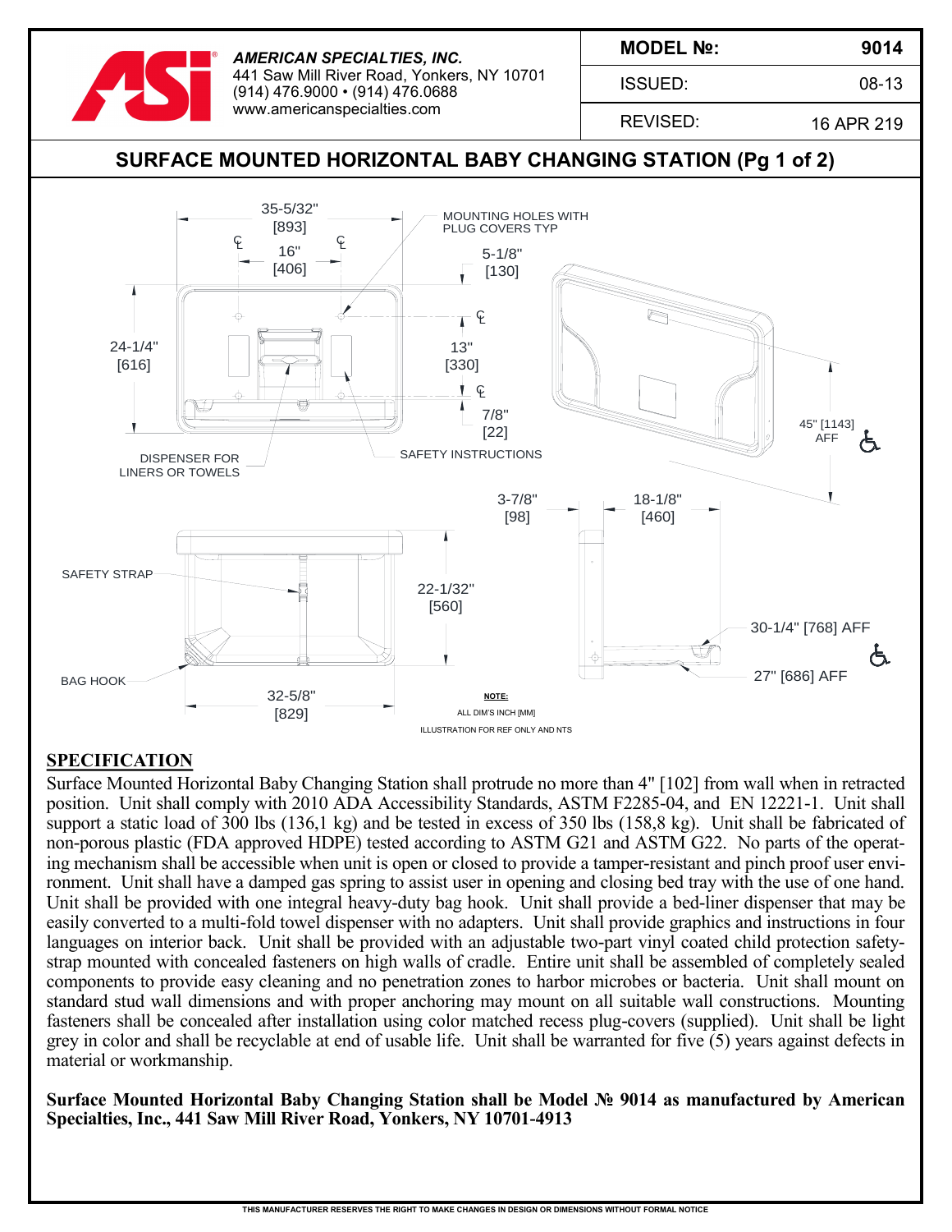**AMERICAN SPECIALTIES, INC.**
441 Saw Mill River Road, Yonkers, NY 10701
(914) 476.9000 • (914) 476.0688
www.americanspecialties.com

| MODEL №: | 9014 |
|---|---|
| ISSUED: | 08-13 |
| REVISED: | 16 APR 219 |

## SURFACE MOUNTED HORIZONTAL BABY CHANGING STATION (Pg 1 of 2)

35-5/32" [893]
16" [406]
MOUNTING HOLES WITH PLUG COVERS TYP
5-1/8" [130]
24-1/4" [616]
13" [330]
7/8" [22]
45" [1143] AFF
DISPENSER FOR LINERS OR TOWELS
SAFETY INSTRUCTIONS
3-7/8" [98]
18-1/8" [460]
SAFETY STRAP
22-1/32" [560]
30-1/4" [768] AFF
27" [686] AFF
BAG HOOK
32-5/8" [829]

**NOTE:**
ALL DIM'S INCH [MM]
ILLUSTRATION FOR REF ONLY AND NTS

## SPECIFICATION

Surface Mounted Horizontal Baby Changing Station shall protrude no more than 4" [102] from wall when in retracted position. Unit shall comply with 2010 ADA Accessibility Standards, ASTM F2285-04, and EN 12221-1. Unit shall support a static load of 300 lbs (136,1 kg) and be tested in excess of 350 lbs (158,8 kg). Unit shall be fabricated of non-porous plastic (FDA approved HDPE) tested according to ASTM G21 and ASTM G22. No parts of the operating mechanism shall be accessible when unit is open or closed to provide a tamper-resistant and pinch proof user environment. Unit shall have a damped gas spring to assist user in opening and closing bed tray with the use of one hand. Unit shall be provided with one integral heavy-duty bag hook. Unit shall provide a bed-liner dispenser that may be easily converted to a multi-fold towel dispenser with no adapters. Unit shall provide graphics and instructions in four languages on interior back. Unit shall be provided with an adjustable two-part vinyl coated child protection safety-strap mounted with concealed fasteners on high walls of cradle. Entire unit shall be assembled of completely sealed components to provide easy cleaning and no penetration zones to harbor microbes or bacteria. Unit shall mount on standard stud wall dimensions and with proper anchoring may mount on all suitable wall constructions. Mounting fasteners shall be concealed after installation using color matched recess plug-covers (supplied). Unit shall be light grey in color and shall be recyclable at end of usable life. Unit shall be warranted for five (5) years against defects in material or workmanship.

**Surface Mounted Horizontal Baby Changing Station shall be Model № 9014 as manufactured by American Specialties, Inc., 441 Saw Mill River Road, Yonkers, NY 10701-4913**

THIS MANUFACTURER RESERVES THE RIGHT TO MAKE CHANGES IN DESIGN OR DIMENSIONS WITHOUT FORMAL NOTICE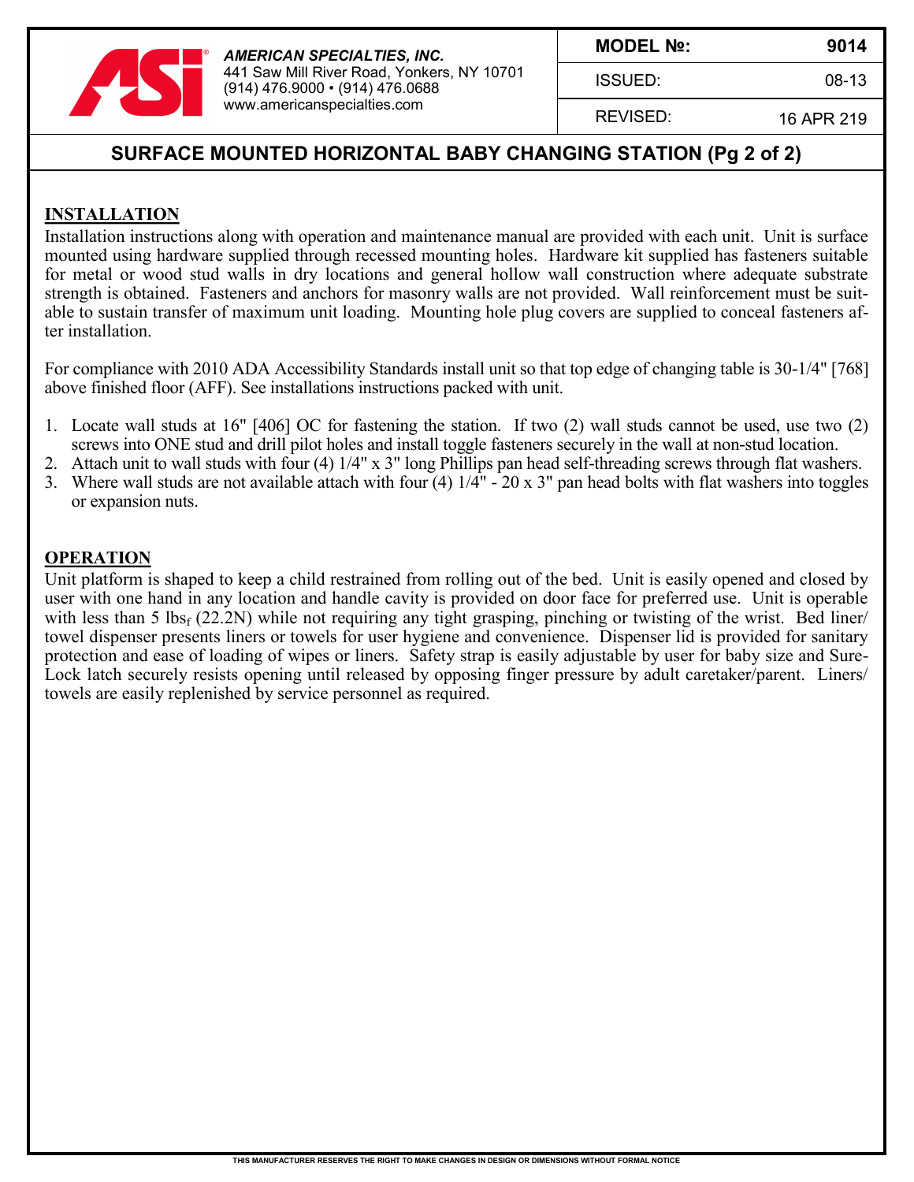**AMERICAN SPECIALTIES, INC.**
441 Saw Mill River Road, Yonkers, NY 10701
(914) 476.9000 • (914) 476.0688
www.americanspecialties.com

| | |
|---|---|
| **MODEL №:** | **9014** |
| ISSUED: | 08-13 |
| REVISED: | 16 APR 219 |

## SURFACE MOUNTED HORIZONTAL BABY CHANGING STATION (Pg 2 of 2)

### INSTALLATION

Installation instructions along with operation and maintenance manual are provided with each unit. Unit is surface mounted using hardware supplied through recessed mounting holes. Hardware kit supplied has fasteners suitable for metal or wood stud walls in dry locations and general hollow wall construction where adequate substrate strength is obtained. Fasteners and anchors for masonry walls are not provided. Wall reinforcement must be suitable to sustain transfer of maximum unit loading. Mounting hole plug covers are supplied to conceal fasteners after installation.

For compliance with 2010 ADA Accessibility Standards install unit so that top edge of changing table is 30-1/4" [768] above finished floor (AFF). See installations instructions packed with unit.

1. Locate wall studs at 16" [406] OC for fastening the station. If two (2) wall studs cannot be used, use two (2) screws into ONE stud and drill pilot holes and install toggle fasteners securely in the wall at non-stud location.
2. Attach unit to wall studs with four (4) 1/4" x 3" long Phillips pan head self-threading screws through flat washers.
3. Where wall studs are not available attach with four (4) 1/4" - 20 x 3" pan head bolts with flat washers into toggles or expansion nuts.

### OPERATION

Unit platform is shaped to keep a child restrained from rolling out of the bed. Unit is easily opened and closed by user with one hand in any location and handle cavity is provided on door face for preferred use. Unit is operable with less than 5 $lbs_f$ (22.2N) while not requiring any tight grasping, pinching or twisting of the wrist. Bed liner/towel dispenser presents liners or towels for user hygiene and convenience. Dispenser lid is provided for sanitary protection and ease of loading of wipes or liners. Safety strap is easily adjustable by user for baby size and Sure-Lock latch securely resists opening until released by opposing finger pressure by adult caretaker/parent. Liners/towels are easily replenished by service personnel as required.

THIS MANUFACTURER RESERVES THE RIGHT TO MAKE CHANGES IN DESIGN OR DIMENSIONS WITHOUT FORMAL NOTICE